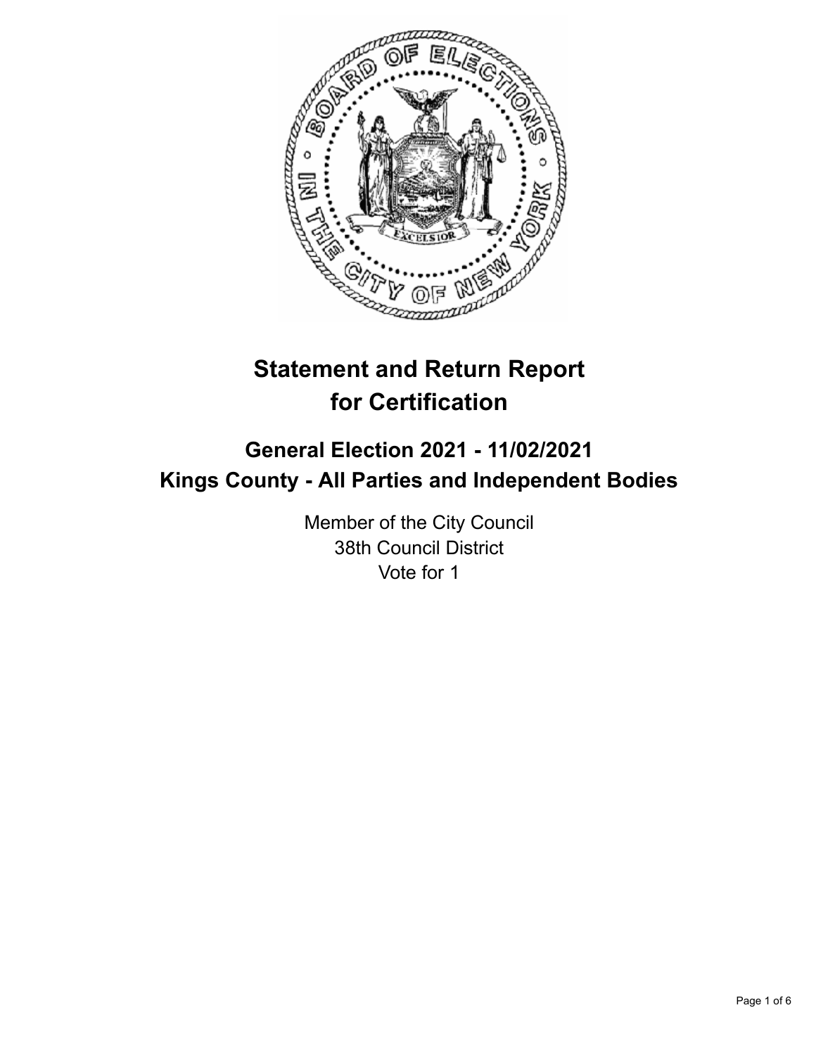# Statement and Return Report for Certification

## General Election 2021 - 11/02/2021
## Kings County - All Parties and Independent Bodies

Member of the City Council
38th Council District
Vote for 1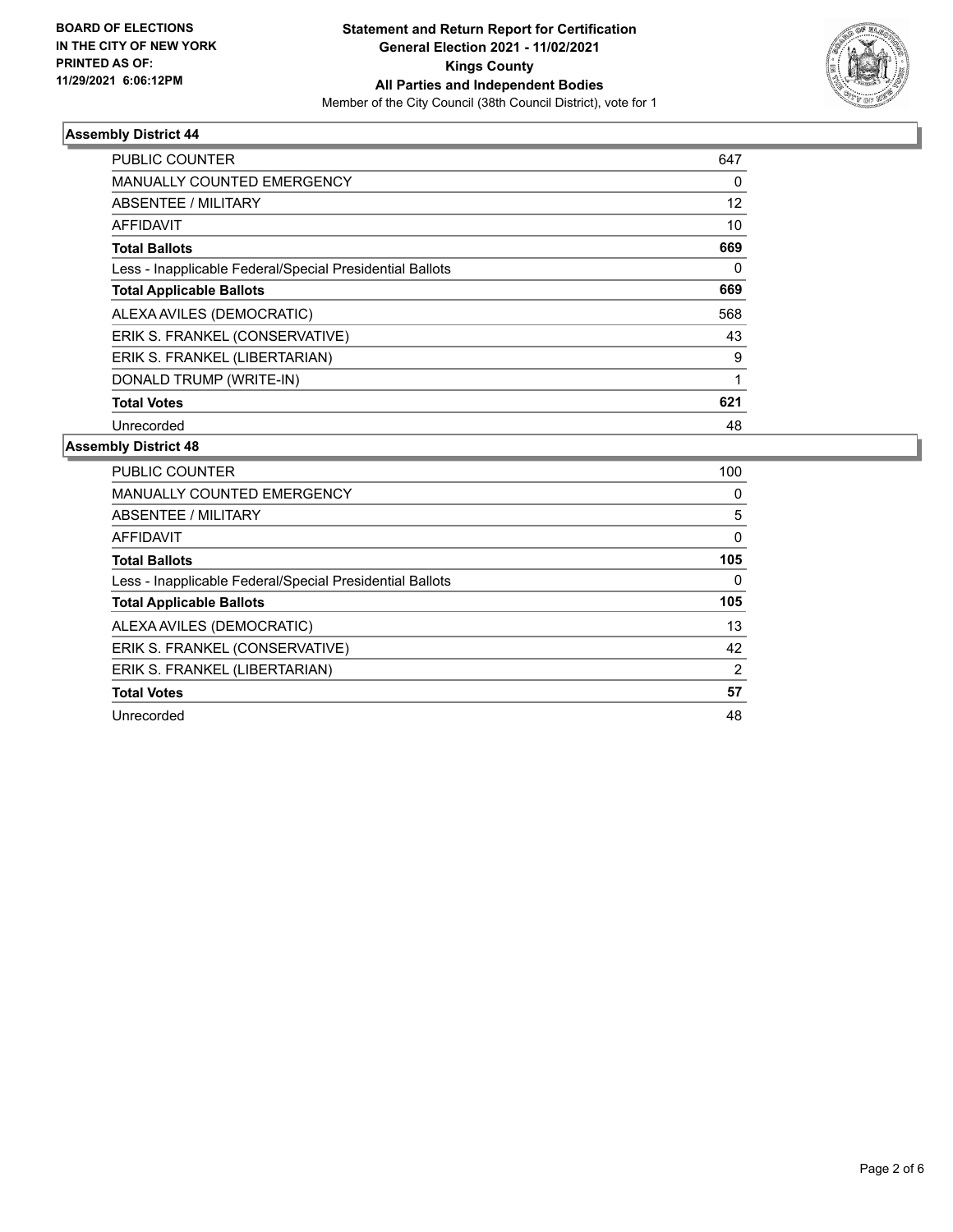**BOARD OF ELECTIONS IN THE CITY OF NEW YORK PRINTED AS OF: 11/29/2021 6:06:12PM**

**Statement and Return Report for Certification**
**General Election 2021 - 11/02/2021**
**Kings County**
**All Parties and Independent Bodies**
Member of the City Council (38th Council District), vote for 1

### Assembly District 44

| | |
|---|---|
| PUBLIC COUNTER | 647 |
| MANUALLY COUNTED EMERGENCY | 0 |
| ABSENTEE / MILITARY | 12 |
| AFFIDAVIT | 10 |
| **Total Ballots** | **669** |
| Less - Inapplicable Federal/Special Presidential Ballots | 0 |
| **Total Applicable Ballots** | **669** |
| ALEXA AVILES (DEMOCRATIC) | 568 |
| ERIK S. FRANKEL (CONSERVATIVE) | 43 |
| ERIK S. FRANKEL (LIBERTARIAN) | 9 |
| DONALD TRUMP (WRITE-IN) | 1 |
| **Total Votes** | **621** |
| Unrecorded | 48 |

### Assembly District 48

| | |
|---|---|
| PUBLIC COUNTER | 100 |
| MANUALLY COUNTED EMERGENCY | 0 |
| ABSENTEE / MILITARY | 5 |
| AFFIDAVIT | 0 |
| **Total Ballots** | **105** |
| Less - Inapplicable Federal/Special Presidential Ballots | 0 |
| **Total Applicable Ballots** | **105** |
| ALEXA AVILES (DEMOCRATIC) | 13 |
| ERIK S. FRANKEL (CONSERVATIVE) | 42 |
| ERIK S. FRANKEL (LIBERTARIAN) | 2 |
| **Total Votes** | **57** |
| Unrecorded | 48 |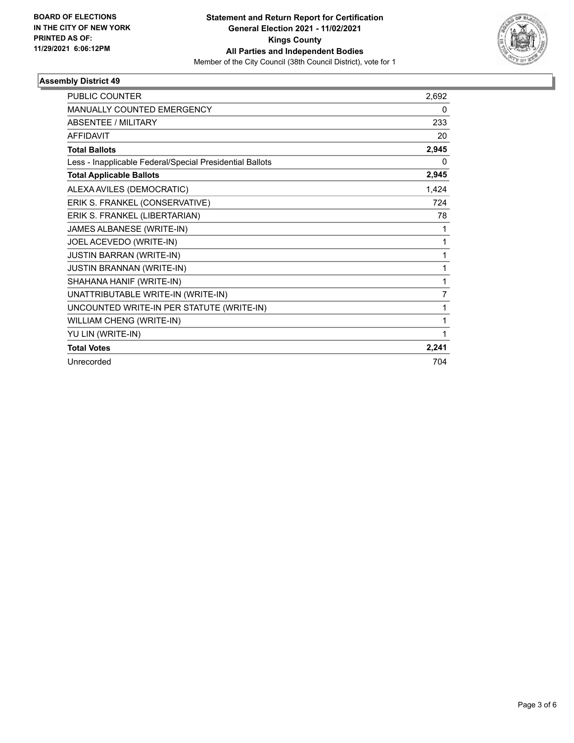**BOARD OF ELECTIONS IN THE CITY OF NEW YORK PRINTED AS OF: 11/29/2021 6:06:12PM**

**Statement and Return Report for Certification**
**General Election 2021 - 11/02/2021**
**Kings County**
**All Parties and Independent Bodies**
Member of the City Council (38th Council District), vote for 1

### Assembly District 49

| | |
|---|---|
| PUBLIC COUNTER | 2,692 |
| MANUALLY COUNTED EMERGENCY | 0 |
| ABSENTEE / MILITARY | 233 |
| AFFIDAVIT | 20 |
| **Total Ballots** | **2,945** |
| Less - Inapplicable Federal/Special Presidential Ballots | 0 |
| **Total Applicable Ballots** | **2,945** |
| ALEXA AVILES (DEMOCRATIC) | 1,424 |
| ERIK S. FRANKEL (CONSERVATIVE) | 724 |
| ERIK S. FRANKEL (LIBERTARIAN) | 78 |
| JAMES ALBANESE (WRITE-IN) | 1 |
| JOEL ACEVEDO (WRITE-IN) | 1 |
| JUSTIN BARRAN (WRITE-IN) | 1 |
| JUSTIN BRANNAN (WRITE-IN) | 1 |
| SHAHANA HANIF (WRITE-IN) | 1 |
| UNATTRIBUTABLE WRITE-IN (WRITE-IN) | 7 |
| UNCOUNTED WRITE-IN PER STATUTE (WRITE-IN) | 1 |
| WILLIAM CHENG (WRITE-IN) | 1 |
| YU LIN (WRITE-IN) | 1 |
| **Total Votes** | **2,241** |
| Unrecorded | 704 |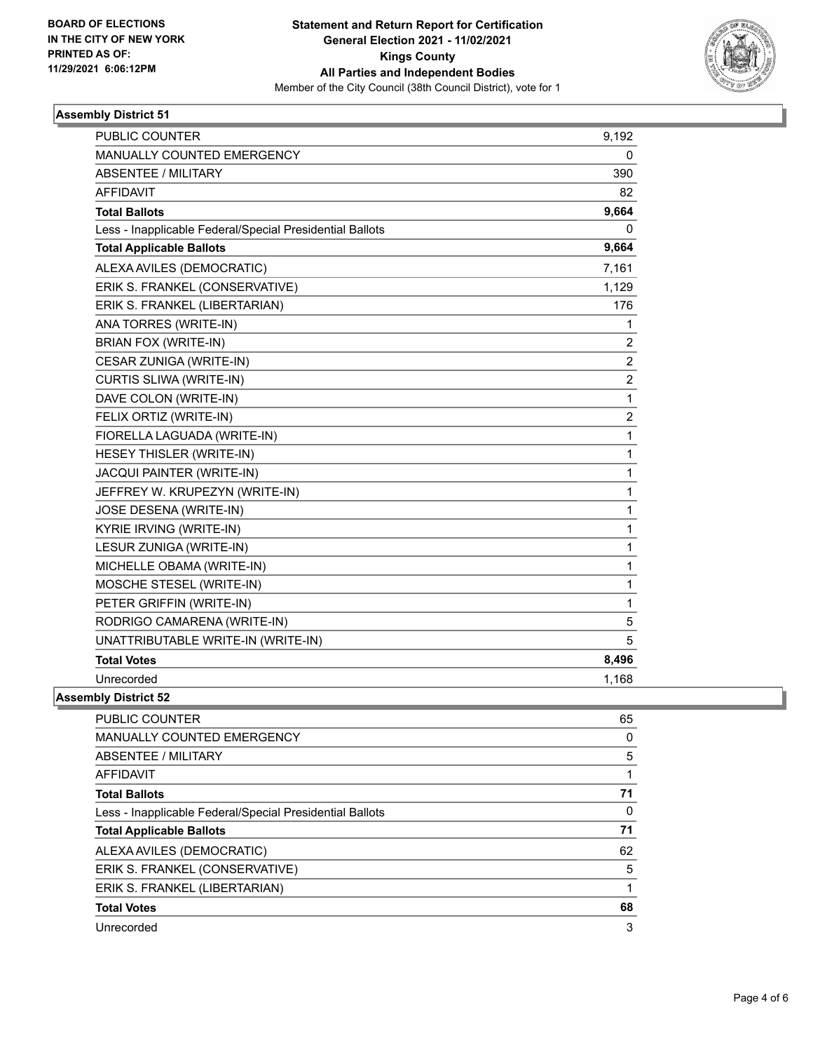BOARD OF ELECTIONS
IN THE CITY OF NEW YORK
PRINTED AS OF:
11/29/2021 6:06:12PM

**Statement and Return Report for Certification**
**General Election 2021 - 11/02/2021**
**Kings County**
**All Parties and Independent Bodies**
Member of the City Council (38th Council District), vote for 1

### Assembly District 51

| | |
|---|---|
| PUBLIC COUNTER | 9,192 |
| MANUALLY COUNTED EMERGENCY | 0 |
| ABSENTEE / MILITARY | 390 |
| AFFIDAVIT | 82 |
| **Total Ballots** | **9,664** |
| Less - Inapplicable Federal/Special Presidential Ballots | 0 |
| **Total Applicable Ballots** | **9,664** |
| ALEXA AVILES (DEMOCRATIC) | 7,161 |
| ERIK S. FRANKEL (CONSERVATIVE) | 1,129 |
| ERIK S. FRANKEL (LIBERTARIAN) | 176 |
| ANA TORRES (WRITE-IN) | 1 |
| BRIAN FOX (WRITE-IN) | 2 |
| CESAR ZUNIGA (WRITE-IN) | 2 |
| CURTIS SLIWA (WRITE-IN) | 2 |
| DAVE COLON (WRITE-IN) | 1 |
| FELIX ORTIZ (WRITE-IN) | 2 |
| FIORELLA LAGUADA (WRITE-IN) | 1 |
| HESEY THISLER (WRITE-IN) | 1 |
| JACQUI PAINTER (WRITE-IN) | 1 |
| JEFFREY W. KRUPEZYN (WRITE-IN) | 1 |
| JOSE DESENA (WRITE-IN) | 1 |
| KYRIE IRVING (WRITE-IN) | 1 |
| LESUR ZUNIGA (WRITE-IN) | 1 |
| MICHELLE OBAMA (WRITE-IN) | 1 |
| MOSCHE STESEL (WRITE-IN) | 1 |
| PETER GRIFFIN (WRITE-IN) | 1 |
| RODRIGO CAMARENA (WRITE-IN) | 5 |
| UNATTRIBUTABLE WRITE-IN (WRITE-IN) | 5 |
| **Total Votes** | **8,496** |
| Unrecorded | 1,168 |

### Assembly District 52

| | |
|---|---|
| PUBLIC COUNTER | 65 |
| MANUALLY COUNTED EMERGENCY | 0 |
| ABSENTEE / MILITARY | 5 |
| AFFIDAVIT | 1 |
| **Total Ballots** | **71** |
| Less - Inapplicable Federal/Special Presidential Ballots | 0 |
| **Total Applicable Ballots** | **71** |
| ALEXA AVILES (DEMOCRATIC) | 62 |
| ERIK S. FRANKEL (CONSERVATIVE) | 5 |
| ERIK S. FRANKEL (LIBERTARIAN) | 1 |
| **Total Votes** | **68** |
| Unrecorded | 3 |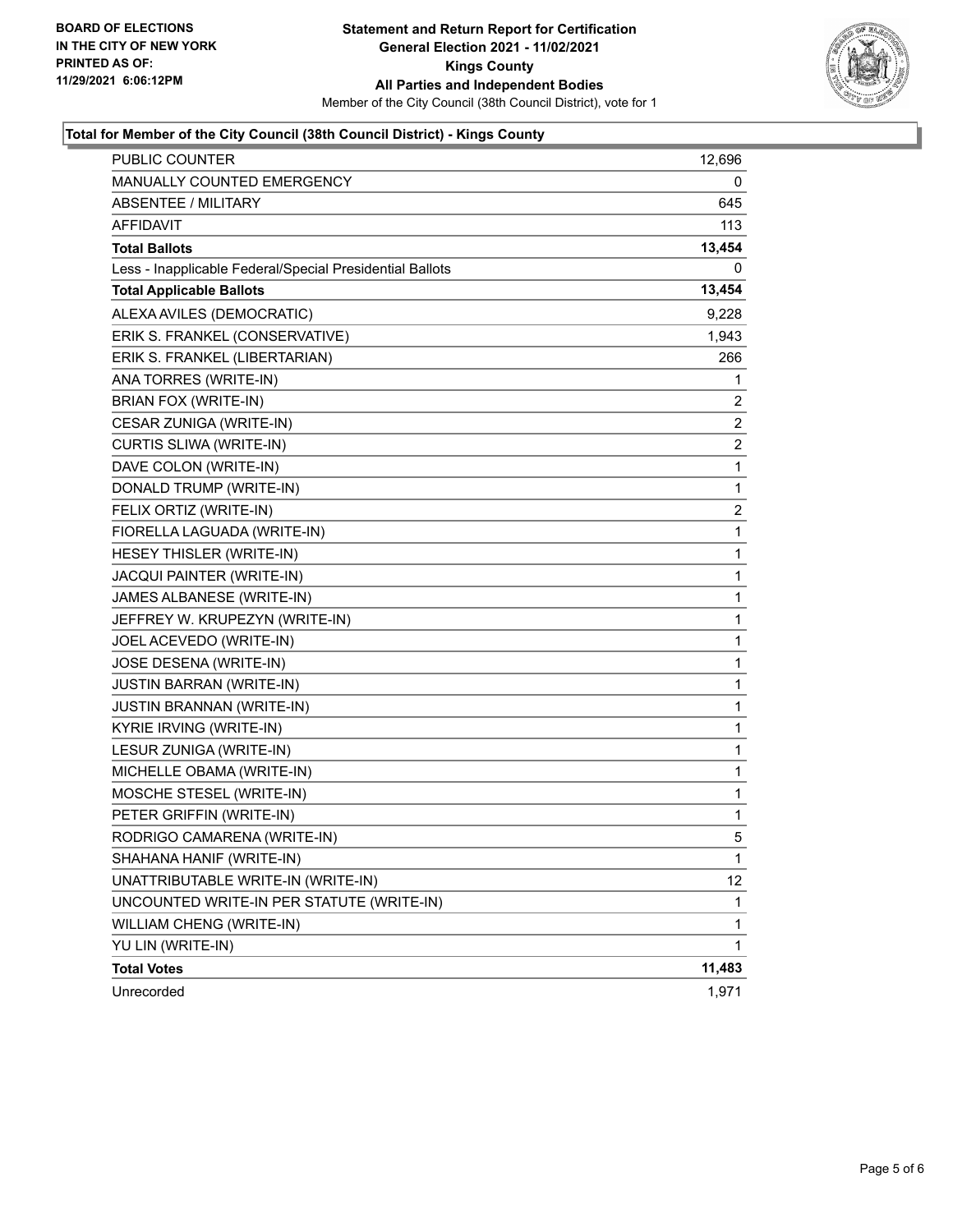**BOARD OF ELECTIONS IN THE CITY OF NEW YORK PRINTED AS OF: 11/29/2021 6:06:12PM**

**Statement and Return Report for Certification General Election 2021 - 11/02/2021 Kings County All Parties and Independent Bodies**

Member of the City Council (38th Council District), vote for 1

### Total for Member of the City Council (38th Council District) - Kings County

| | |
|---|---|
| PUBLIC COUNTER | 12,696 |
| MANUALLY COUNTED EMERGENCY | 0 |
| ABSENTEE / MILITARY | 645 |
| AFFIDAVIT | 113 |
| **Total Ballots** | **13,454** |
| Less - Inapplicable Federal/Special Presidential Ballots | 0 |
| **Total Applicable Ballots** | **13,454** |
| ALEXA AVILES (DEMOCRATIC) | 9,228 |
| ERIK S. FRANKEL (CONSERVATIVE) | 1,943 |
| ERIK S. FRANKEL (LIBERTARIAN) | 266 |
| ANA TORRES (WRITE-IN) | 1 |
| BRIAN FOX (WRITE-IN) | 2 |
| CESAR ZUNIGA (WRITE-IN) | 2 |
| CURTIS SLIWA (WRITE-IN) | 2 |
| DAVE COLON (WRITE-IN) | 1 |
| DONALD TRUMP (WRITE-IN) | 1 |
| FELIX ORTIZ (WRITE-IN) | 2 |
| FIORELLA LAGUADA (WRITE-IN) | 1 |
| HESEY THISLER (WRITE-IN) | 1 |
| JACQUI PAINTER (WRITE-IN) | 1 |
| JAMES ALBANESE (WRITE-IN) | 1 |
| JEFFREY W. KRUPEZYN (WRITE-IN) | 1 |
| JOEL ACEVEDO (WRITE-IN) | 1 |
| JOSE DESENA (WRITE-IN) | 1 |
| JUSTIN BARRAN (WRITE-IN) | 1 |
| JUSTIN BRANNAN (WRITE-IN) | 1 |
| KYRIE IRVING (WRITE-IN) | 1 |
| LESUR ZUNIGA (WRITE-IN) | 1 |
| MICHELLE OBAMA (WRITE-IN) | 1 |
| MOSCHE STESEL (WRITE-IN) | 1 |
| PETER GRIFFIN (WRITE-IN) | 1 |
| RODRIGO CAMARENA (WRITE-IN) | 5 |
| SHAHANA HANIF (WRITE-IN) | 1 |
| UNATTRIBUTABLE WRITE-IN (WRITE-IN) | 12 |
| UNCOUNTED WRITE-IN PER STATUTE (WRITE-IN) | 1 |
| WILLIAM CHENG (WRITE-IN) | 1 |
| YU LIN (WRITE-IN) | 1 |
| **Total Votes** | **11,483** |
| Unrecorded | 1,971 |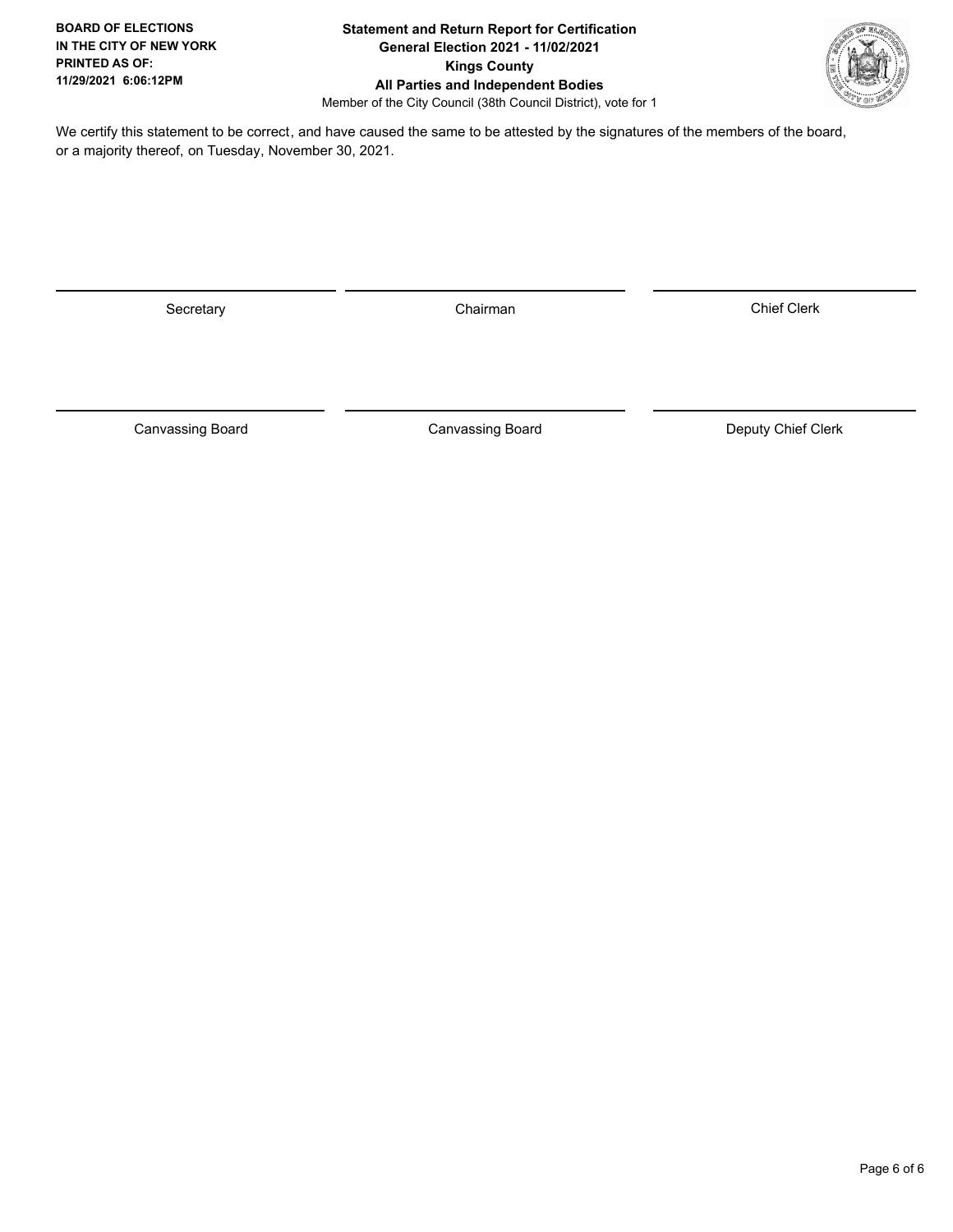We certify this statement to be correct, and have caused the same to be attested by the signatures of the members of the board, or a majority thereof, on Tuesday, November 30, 2021.

| | | |
|---|---|---|
| Secretary | Chairman | Chief Clerk |
| Canvassing Board | Canvassing Board | Deputy Chief Clerk |